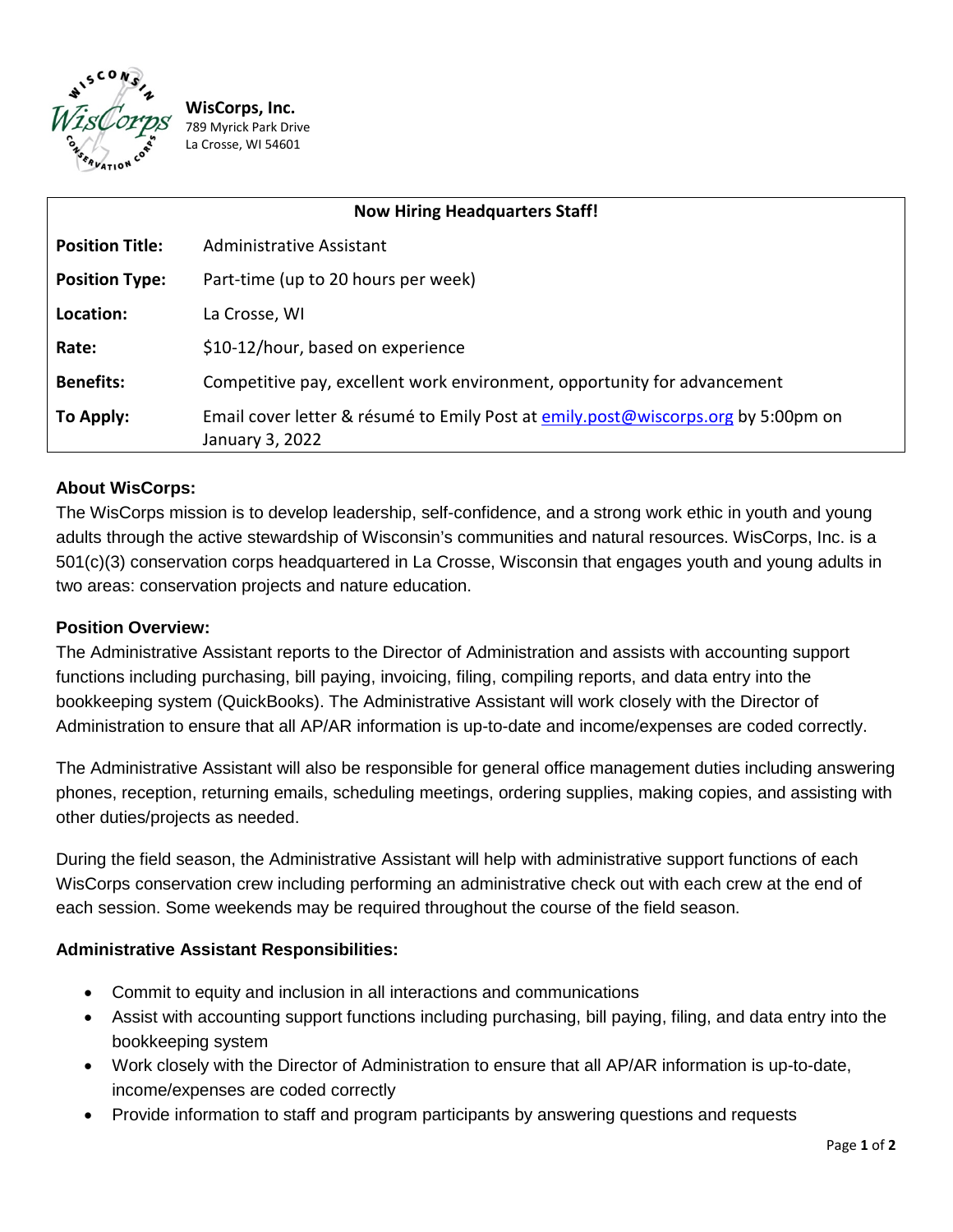**WisCorps, Inc.**
789 Myrick Park Drive
La Crosse, WI 54601

| **Now Hiring Headquarters Staff!** | |
|---|---|
| **Position Title:** | Administrative Assistant |
| **Position Type:** | Part-time (up to 20 hours per week) |
| **Location:** | La Crosse, WI |
| **Rate:** | $10-12/hour, based on experience |
| **Benefits:** | Competitive pay, excellent work environment, opportunity for advancement |
| **To Apply:** | Email cover letter & résumé to Emily Post at emily.post@wiscorps.org by 5:00pm on January 3, 2022 |

### About WisCorps:

The WisCorps mission is to develop leadership, self-confidence, and a strong work ethic in youth and young adults through the active stewardship of Wisconsin's communities and natural resources. WisCorps, Inc. is a 501(c)(3) conservation corps headquartered in La Crosse, Wisconsin that engages youth and young adults in two areas: conservation projects and nature education.

### Position Overview:

The Administrative Assistant reports to the Director of Administration and assists with accounting support functions including purchasing, bill paying, invoicing, filing, compiling reports, and data entry into the bookkeeping system (QuickBooks). The Administrative Assistant will work closely with the Director of Administration to ensure that all AP/AR information is up-to-date and income/expenses are coded correctly.

The Administrative Assistant will also be responsible for general office management duties including answering phones, reception, returning emails, scheduling meetings, ordering supplies, making copies, and assisting with other duties/projects as needed.

During the field season, the Administrative Assistant will help with administrative support functions of each WisCorps conservation crew including performing an administrative check out with each crew at the end of each session. Some weekends may be required throughout the course of the field season.

### Administrative Assistant Responsibilities:

- Commit to equity and inclusion in all interactions and communications
- Assist with accounting support functions including purchasing, bill paying, filing, and data entry into the bookkeeping system
- Work closely with the Director of Administration to ensure that all AP/AR information is up-to-date, income/expenses are coded correctly
- Provide information to staff and program participants by answering questions and requests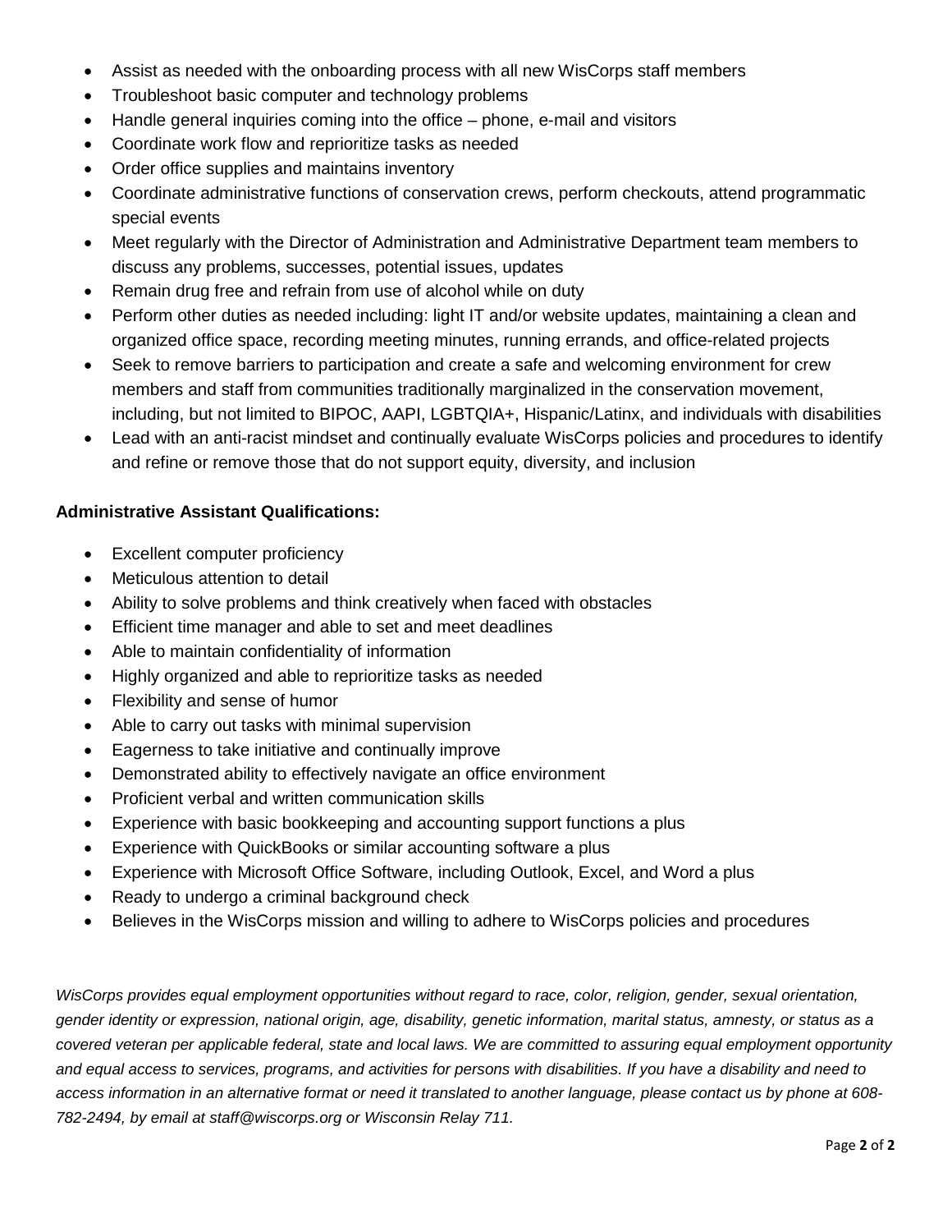- Assist as needed with the onboarding process with all new WisCorps staff members
- Troubleshoot basic computer and technology problems
- Handle general inquiries coming into the office – phone, e-mail and visitors
- Coordinate work flow and reprioritize tasks as needed
- Order office supplies and maintains inventory
- Coordinate administrative functions of conservation crews, perform checkouts, attend programmatic special events
- Meet regularly with the Director of Administration and Administrative Department team members to discuss any problems, successes, potential issues, updates
- Remain drug free and refrain from use of alcohol while on duty
- Perform other duties as needed including: light IT and/or website updates, maintaining a clean and organized office space, recording meeting minutes, running errands, and office-related projects
- Seek to remove barriers to participation and create a safe and welcoming environment for crew members and staff from communities traditionally marginalized in the conservation movement, including, but not limited to BIPOC, AAPI, LGBTQIA+, Hispanic/Latinx, and individuals with disabilities
- Lead with an anti-racist mindset and continually evaluate WisCorps policies and procedures to identify and refine or remove those that do not support equity, diversity, and inclusion

**Administrative Assistant Qualifications:**

- Excellent computer proficiency
- Meticulous attention to detail
- Ability to solve problems and think creatively when faced with obstacles
- Efficient time manager and able to set and meet deadlines
- Able to maintain confidentiality of information
- Highly organized and able to reprioritize tasks as needed
- Flexibility and sense of humor
- Able to carry out tasks with minimal supervision
- Eagerness to take initiative and continually improve
- Demonstrated ability to effectively navigate an office environment
- Proficient verbal and written communication skills
- Experience with basic bookkeeping and accounting support functions a plus
- Experience with QuickBooks or similar accounting software a plus
- Experience with Microsoft Office Software, including Outlook, Excel, and Word a plus
- Ready to undergo a criminal background check
- Believes in the WisCorps mission and willing to adhere to WisCorps policies and procedures

*WisCorps provides equal employment opportunities without regard to race, color, religion, gender, sexual orientation, gender identity or expression, national origin, age, disability, genetic information, marital status, amnesty, or status as a covered veteran per applicable federal, state and local laws. We are committed to assuring equal employment opportunity and equal access to services, programs, and activities for persons with disabilities. If you have a disability and need to access information in an alternative format or need it translated to another language, please contact us by phone at 608-782-2494, by email at staff@wiscorps.org or Wisconsin Relay 711.*